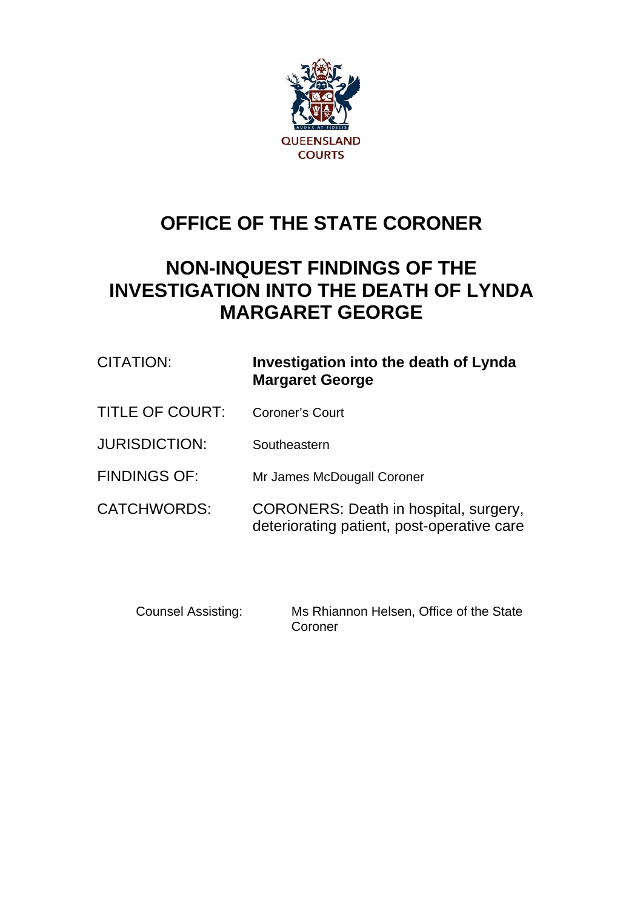QUEENSLAND COURTS

# OFFICE OF THE STATE CORONER

# NON-INQUEST FINDINGS OF THE INVESTIGATION INTO THE DEATH OF LYNDA MARGARET GEORGE

| | |
|---|---|
| CITATION: | **Investigation into the death of Lynda Margaret George** |
| TITLE OF COURT: | Coroner's Court |
| JURISDICTION: | Southeastern |
| FINDINGS OF: | Mr James McDougall Coroner |
| CATCHWORDS: | CORONERS: Death in hospital, surgery, deteriorating patient, post-operative care |

| | |
|---|---|
| Counsel Assisting: | Ms Rhiannon Helsen, Office of the State Coroner |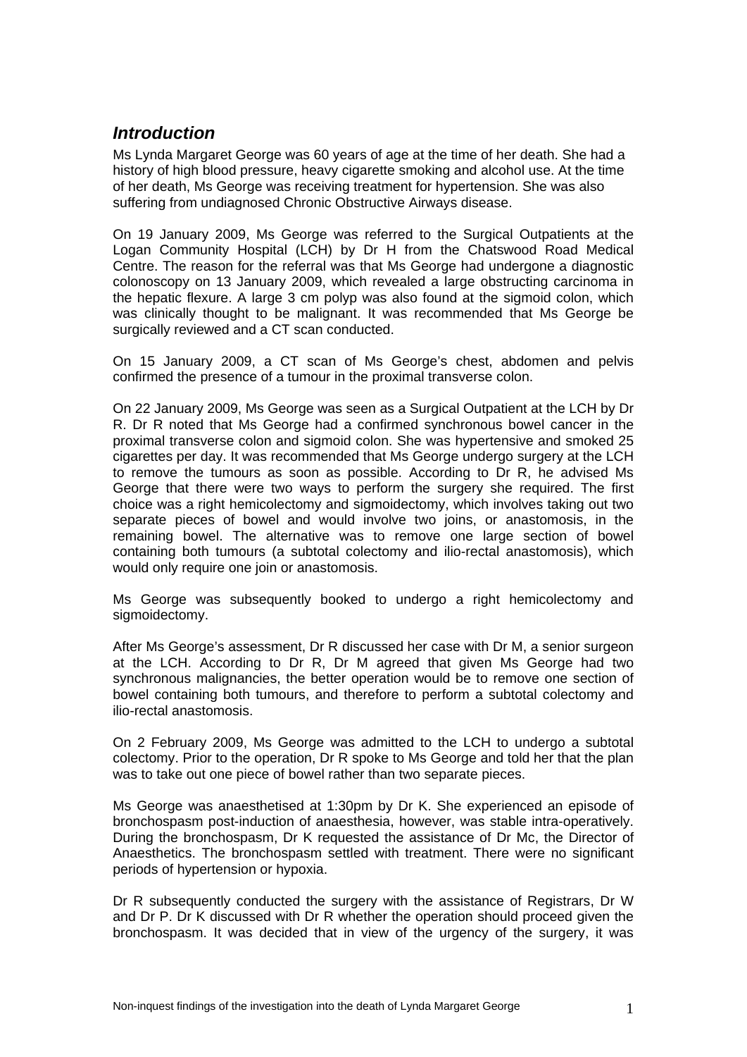## *Introduction*

Ms Lynda Margaret George was 60 years of age at the time of her death. She had a history of high blood pressure, heavy cigarette smoking and alcohol use. At the time of her death, Ms George was receiving treatment for hypertension. She was also suffering from undiagnosed Chronic Obstructive Airways disease.

On 19 January 2009, Ms George was referred to the Surgical Outpatients at the Logan Community Hospital (LCH) by Dr H from the Chatswood Road Medical Centre. The reason for the referral was that Ms George had undergone a diagnostic colonoscopy on 13 January 2009, which revealed a large obstructing carcinoma in the hepatic flexure. A large 3 cm polyp was also found at the sigmoid colon, which was clinically thought to be malignant. It was recommended that Ms George be surgically reviewed and a CT scan conducted.

On 15 January 2009, a CT scan of Ms George's chest, abdomen and pelvis confirmed the presence of a tumour in the proximal transverse colon.

On 22 January 2009, Ms George was seen as a Surgical Outpatient at the LCH by Dr R. Dr R noted that Ms George had a confirmed synchronous bowel cancer in the proximal transverse colon and sigmoid colon. She was hypertensive and smoked 25 cigarettes per day. It was recommended that Ms George undergo surgery at the LCH to remove the tumours as soon as possible. According to Dr R, he advised Ms George that there were two ways to perform the surgery she required. The first choice was a right hemicolectomy and sigmoidectomy, which involves taking out two separate pieces of bowel and would involve two joins, or anastomosis, in the remaining bowel. The alternative was to remove one large section of bowel containing both tumours (a subtotal colectomy and ilio-rectal anastomosis), which would only require one join or anastomosis.

Ms George was subsequently booked to undergo a right hemicolectomy and sigmoidectomy.

After Ms George's assessment, Dr R discussed her case with Dr M, a senior surgeon at the LCH. According to Dr R, Dr M agreed that given Ms George had two synchronous malignancies, the better operation would be to remove one section of bowel containing both tumours, and therefore to perform a subtotal colectomy and ilio-rectal anastomosis.

On 2 February 2009, Ms George was admitted to the LCH to undergo a subtotal colectomy. Prior to the operation, Dr R spoke to Ms George and told her that the plan was to take out one piece of bowel rather than two separate pieces.

Ms George was anaesthetised at 1:30pm by Dr K. She experienced an episode of bronchospasm post-induction of anaesthesia, however, was stable intra-operatively. During the bronchospasm, Dr K requested the assistance of Dr Mc, the Director of Anaesthetics. The bronchospasm settled with treatment. There were no significant periods of hypertension or hypoxia.

Dr R subsequently conducted the surgery with the assistance of Registrars, Dr W and Dr P. Dr K discussed with Dr R whether the operation should proceed given the bronchospasm. It was decided that in view of the urgency of the surgery, it was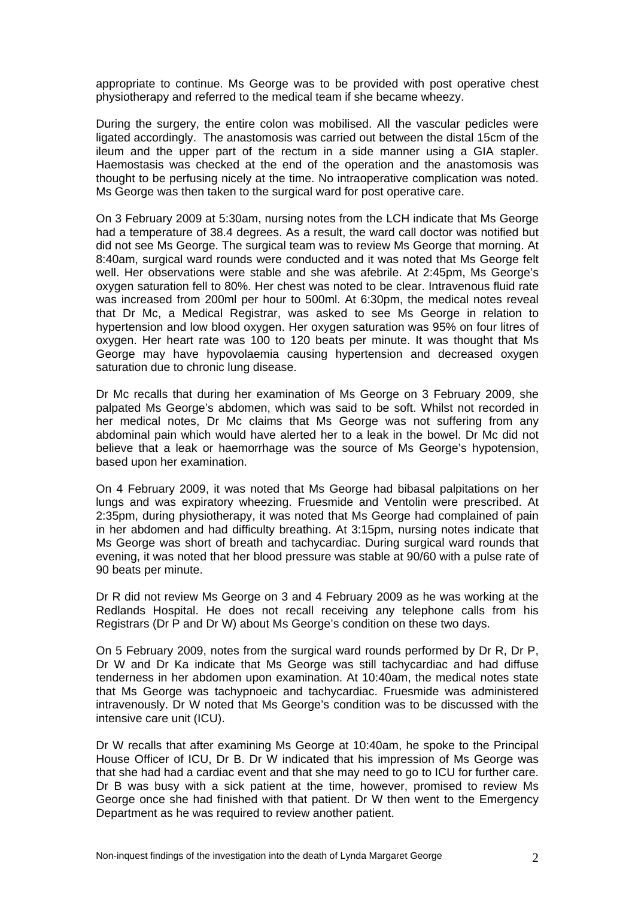appropriate to continue. Ms George was to be provided with post operative chest physiotherapy and referred to the medical team if she became wheezy.

During the surgery, the entire colon was mobilised. All the vascular pedicles were ligated accordingly. The anastomosis was carried out between the distal 15cm of the ileum and the upper part of the rectum in a side manner using a GIA stapler. Haemostasis was checked at the end of the operation and the anastomosis was thought to be perfusing nicely at the time. No intraoperative complication was noted. Ms George was then taken to the surgical ward for post operative care.

On 3 February 2009 at 5:30am, nursing notes from the LCH indicate that Ms George had a temperature of 38.4 degrees. As a result, the ward call doctor was notified but did not see Ms George. The surgical team was to review Ms George that morning. At 8:40am, surgical ward rounds were conducted and it was noted that Ms George felt well. Her observations were stable and she was afebrile. At 2:45pm, Ms George's oxygen saturation fell to 80%. Her chest was noted to be clear. Intravenous fluid rate was increased from 200ml per hour to 500ml. At 6:30pm, the medical notes reveal that Dr Mc, a Medical Registrar, was asked to see Ms George in relation to hypertension and low blood oxygen. Her oxygen saturation was 95% on four litres of oxygen. Her heart rate was 100 to 120 beats per minute. It was thought that Ms George may have hypovolaemia causing hypertension and decreased oxygen saturation due to chronic lung disease.

Dr Mc recalls that during her examination of Ms George on 3 February 2009, she palpated Ms George's abdomen, which was said to be soft. Whilst not recorded in her medical notes, Dr Mc claims that Ms George was not suffering from any abdominal pain which would have alerted her to a leak in the bowel. Dr Mc did not believe that a leak or haemorrhage was the source of Ms George's hypotension, based upon her examination.

On 4 February 2009, it was noted that Ms George had bibasal palpitations on her lungs and was expiratory wheezing. Fruesmide and Ventolin were prescribed. At 2:35pm, during physiotherapy, it was noted that Ms George had complained of pain in her abdomen and had difficulty breathing. At 3:15pm, nursing notes indicate that Ms George was short of breath and tachycardiac. During surgical ward rounds that evening, it was noted that her blood pressure was stable at 90/60 with a pulse rate of 90 beats per minute.

Dr R did not review Ms George on 3 and 4 February 2009 as he was working at the Redlands Hospital. He does not recall receiving any telephone calls from his Registrars (Dr P and Dr W) about Ms George's condition on these two days.

On 5 February 2009, notes from the surgical ward rounds performed by Dr R, Dr P, Dr W and Dr Ka indicate that Ms George was still tachycardiac and had diffuse tenderness in her abdomen upon examination. At 10:40am, the medical notes state that Ms George was tachypnoeic and tachycardiac. Fruesmide was administered intravenously. Dr W noted that Ms George's condition was to be discussed with the intensive care unit (ICU).

Dr W recalls that after examining Ms George at 10:40am, he spoke to the Principal House Officer of ICU, Dr B. Dr W indicated that his impression of Ms George was that she had had a cardiac event and that she may need to go to ICU for further care. Dr B was busy with a sick patient at the time, however, promised to review Ms George once she had finished with that patient. Dr W then went to the Emergency Department as he was required to review another patient.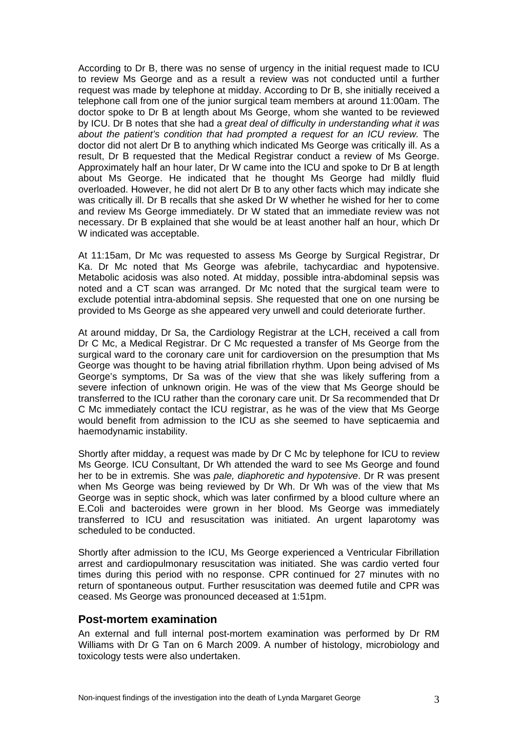According to Dr B, there was no sense of urgency in the initial request made to ICU to review Ms George and as a result a review was not conducted until a further request was made by telephone at midday. According to Dr B, she initially received a telephone call from one of the junior surgical team members at around 11:00am. The doctor spoke to Dr B at length about Ms George, whom she wanted to be reviewed by ICU. Dr B notes that she had a *great deal of difficulty in understanding what it was about the patient's condition that had prompted a request for an ICU review.* The doctor did not alert Dr B to anything which indicated Ms George was critically ill. As a result, Dr B requested that the Medical Registrar conduct a review of Ms George. Approximately half an hour later, Dr W came into the ICU and spoke to Dr B at length about Ms George. He indicated that he thought Ms George had mildly fluid overloaded. However, he did not alert Dr B to any other facts which may indicate she was critically ill. Dr B recalls that she asked Dr W whether he wished for her to come and review Ms George immediately. Dr W stated that an immediate review was not necessary. Dr B explained that she would be at least another half an hour, which Dr W indicated was acceptable.

At 11:15am, Dr Mc was requested to assess Ms George by Surgical Registrar, Dr Ka. Dr Mc noted that Ms George was afebrile, tachycardiac and hypotensive. Metabolic acidosis was also noted. At midday, possible intra-abdominal sepsis was noted and a CT scan was arranged. Dr Mc noted that the surgical team were to exclude potential intra-abdominal sepsis. She requested that one on one nursing be provided to Ms George as she appeared very unwell and could deteriorate further.

At around midday, Dr Sa, the Cardiology Registrar at the LCH, received a call from Dr C Mc, a Medical Registrar. Dr C Mc requested a transfer of Ms George from the surgical ward to the coronary care unit for cardioversion on the presumption that Ms George was thought to be having atrial fibrillation rhythm. Upon being advised of Ms George's symptoms, Dr Sa was of the view that she was likely suffering from a severe infection of unknown origin. He was of the view that Ms George should be transferred to the ICU rather than the coronary care unit. Dr Sa recommended that Dr C Mc immediately contact the ICU registrar, as he was of the view that Ms George would benefit from admission to the ICU as she seemed to have septicaemia and haemodynamic instability.

Shortly after midday, a request was made by Dr C Mc by telephone for ICU to review Ms George. ICU Consultant, Dr Wh attended the ward to see Ms George and found her to be in extremis. She was *pale, diaphoretic and hypotensive*. Dr R was present when Ms George was being reviewed by Dr Wh. Dr Wh was of the view that Ms George was in septic shock, which was later confirmed by a blood culture where an E.Coli and bacteroides were grown in her blood. Ms George was immediately transferred to ICU and resuscitation was initiated. An urgent laparotomy was scheduled to be conducted.

Shortly after admission to the ICU, Ms George experienced a Ventricular Fibrillation arrest and cardiopulmonary resuscitation was initiated. She was cardio verted four times during this period with no response. CPR continued for 27 minutes with no return of spontaneous output. Further resuscitation was deemed futile and CPR was ceased. Ms George was pronounced deceased at 1:51pm.

## Post-mortem examination

An external and full internal post-mortem examination was performed by Dr RM Williams with Dr G Tan on 6 March 2009. A number of histology, microbiology and toxicology tests were also undertaken.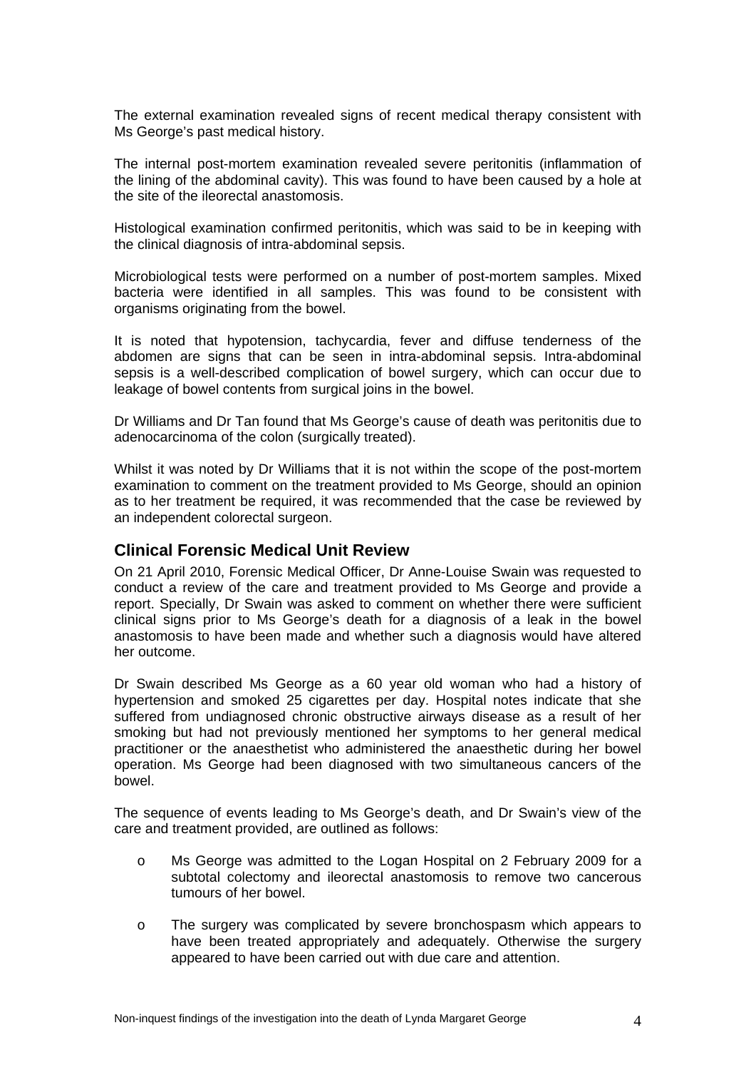The external examination revealed signs of recent medical therapy consistent with Ms George's past medical history.

The internal post-mortem examination revealed severe peritonitis (inflammation of the lining of the abdominal cavity). This was found to have been caused by a hole at the site of the ileorectal anastomosis.

Histological examination confirmed peritonitis, which was said to be in keeping with the clinical diagnosis of intra-abdominal sepsis.

Microbiological tests were performed on a number of post-mortem samples. Mixed bacteria were identified in all samples. This was found to be consistent with organisms originating from the bowel.

It is noted that hypotension, tachycardia, fever and diffuse tenderness of the abdomen are signs that can be seen in intra-abdominal sepsis. Intra-abdominal sepsis is a well-described complication of bowel surgery, which can occur due to leakage of bowel contents from surgical joins in the bowel.

Dr Williams and Dr Tan found that Ms George's cause of death was peritonitis due to adenocarcinoma of the colon (surgically treated).

Whilst it was noted by Dr Williams that it is not within the scope of the post-mortem examination to comment on the treatment provided to Ms George, should an opinion as to her treatment be required, it was recommended that the case be reviewed by an independent colorectal surgeon.

## Clinical Forensic Medical Unit Review

On 21 April 2010, Forensic Medical Officer, Dr Anne-Louise Swain was requested to conduct a review of the care and treatment provided to Ms George and provide a report. Specially, Dr Swain was asked to comment on whether there were sufficient clinical signs prior to Ms George's death for a diagnosis of a leak in the bowel anastomosis to have been made and whether such a diagnosis would have altered her outcome.

Dr Swain described Ms George as a 60 year old woman who had a history of hypertension and smoked 25 cigarettes per day. Hospital notes indicate that she suffered from undiagnosed chronic obstructive airways disease as a result of her smoking but had not previously mentioned her symptoms to her general medical practitioner or the anaesthetist who administered the anaesthetic during her bowel operation. Ms George had been diagnosed with two simultaneous cancers of the bowel.

The sequence of events leading to Ms George's death, and Dr Swain's view of the care and treatment provided, are outlined as follows:

- Ms George was admitted to the Logan Hospital on 2 February 2009 for a subtotal colectomy and ileorectal anastomosis to remove two cancerous tumours of her bowel.

- The surgery was complicated by severe bronchospasm which appears to have been treated appropriately and adequately. Otherwise the surgery appeared to have been carried out with due care and attention.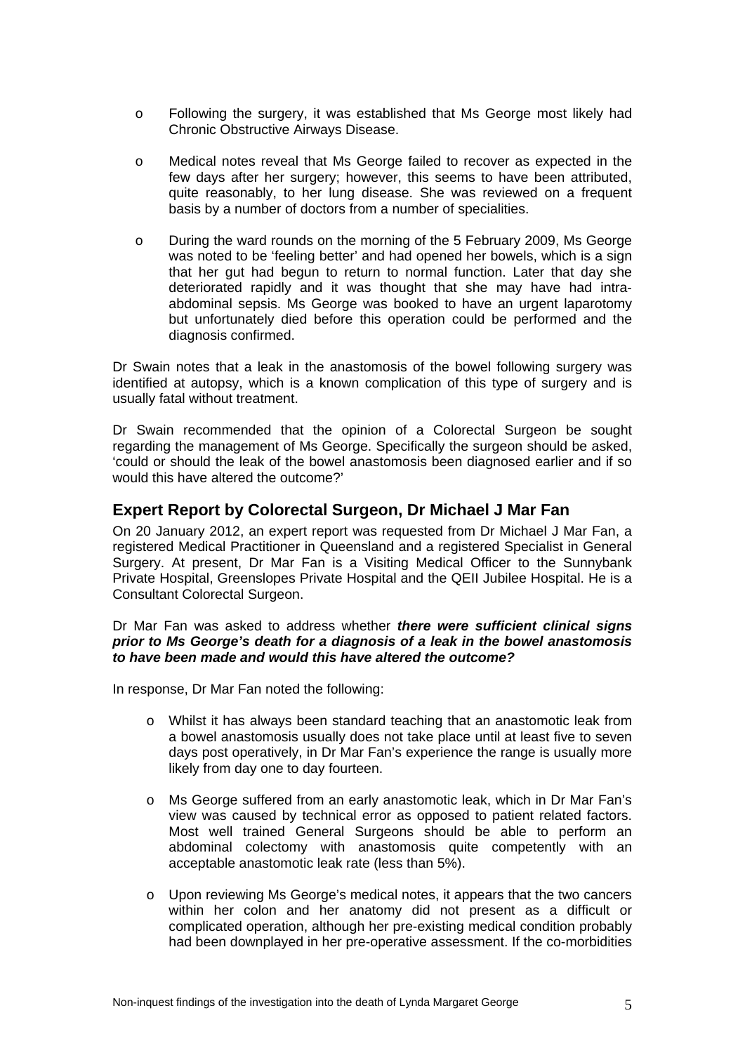- Following the surgery, it was established that Ms George most likely had Chronic Obstructive Airways Disease.
- Medical notes reveal that Ms George failed to recover as expected in the few days after her surgery; however, this seems to have been attributed, quite reasonably, to her lung disease. She was reviewed on a frequent basis by a number of doctors from a number of specialities.
- During the ward rounds on the morning of the 5 February 2009, Ms George was noted to be 'feeling better' and had opened her bowels, which is a sign that her gut had begun to return to normal function. Later that day she deteriorated rapidly and it was thought that she may have had intra-abdominal sepsis. Ms George was booked to have an urgent laparotomy but unfortunately died before this operation could be performed and the diagnosis confirmed.

Dr Swain notes that a leak in the anastomosis of the bowel following surgery was identified at autopsy, which is a known complication of this type of surgery and is usually fatal without treatment.

Dr Swain recommended that the opinion of a Colorectal Surgeon be sought regarding the management of Ms George. Specifically the surgeon should be asked, 'could or should the leak of the bowel anastomosis been diagnosed earlier and if so would this have altered the outcome?'

## Expert Report by Colorectal Surgeon, Dr Michael J Mar Fan

On 20 January 2012, an expert report was requested from Dr Michael J Mar Fan, a registered Medical Practitioner in Queensland and a registered Specialist in General Surgery. At present, Dr Mar Fan is a Visiting Medical Officer to the Sunnybank Private Hospital, Greenslopes Private Hospital and the QEII Jubilee Hospital. He is a Consultant Colorectal Surgeon.

Dr Mar Fan was asked to address whether ***there were sufficient clinical signs prior to Ms George's death for a diagnosis of a leak in the bowel anastomosis to have been made and would this have altered the outcome?***

In response, Dr Mar Fan noted the following:

- Whilst it has always been standard teaching that an anastomotic leak from a bowel anastomosis usually does not take place until at least five to seven days post operatively, in Dr Mar Fan's experience the range is usually more likely from day one to day fourteen.
- Ms George suffered from an early anastomotic leak, which in Dr Mar Fan's view was caused by technical error as opposed to patient related factors. Most well trained General Surgeons should be able to perform an abdominal colectomy with anastomosis quite competently with an acceptable anastomotic leak rate (less than 5%).
- Upon reviewing Ms George's medical notes, it appears that the two cancers within her colon and her anatomy did not present as a difficult or complicated operation, although her pre-existing medical condition probably had been downplayed in her pre-operative assessment. If the co-morbidities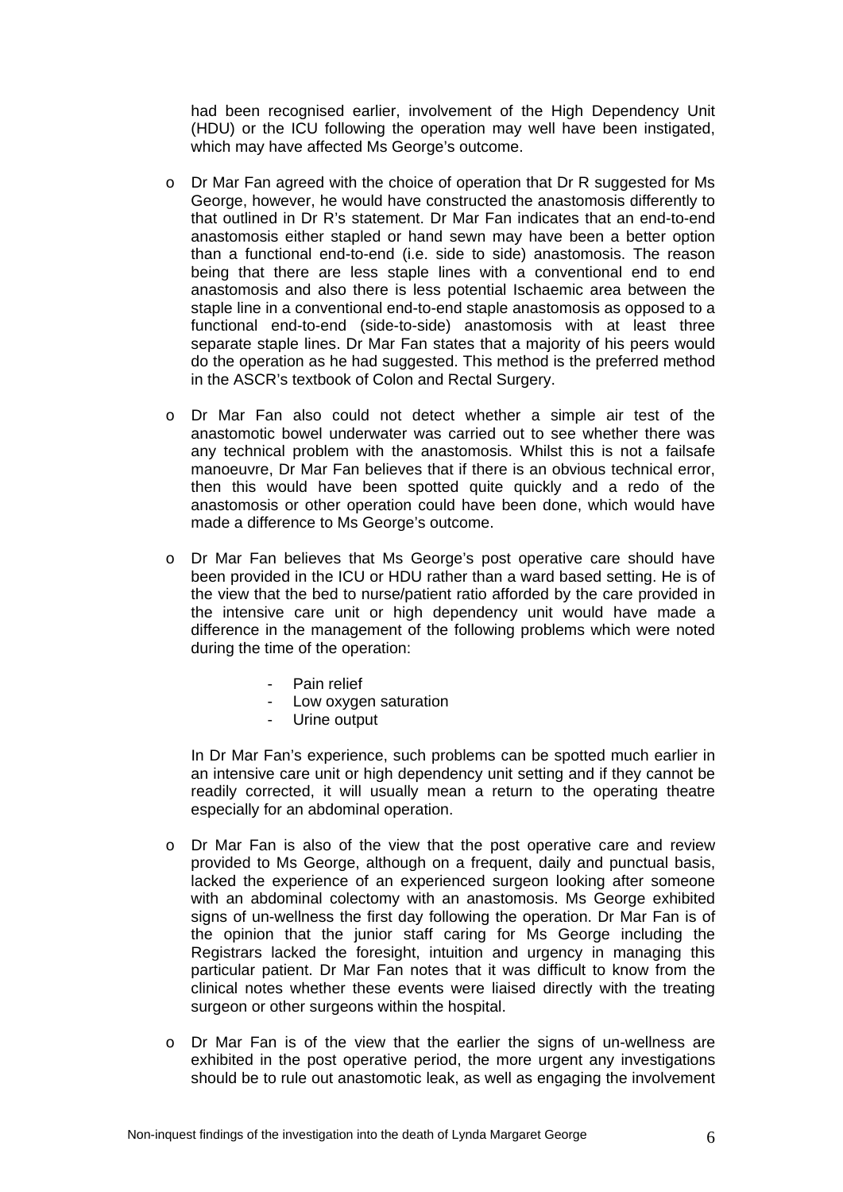had been recognised earlier, involvement of the High Dependency Unit (HDU) or the ICU following the operation may well have been instigated, which may have affected Ms George's outcome.

- Dr Mar Fan agreed with the choice of operation that Dr R suggested for Ms George, however, he would have constructed the anastomosis differently to that outlined in Dr R's statement. Dr Mar Fan indicates that an end-to-end anastomosis either stapled or hand sewn may have been a better option than a functional end-to-end (i.e. side to side) anastomosis. The reason being that there are less staple lines with a conventional end to end anastomosis and also there is less potential Ischaemic area between the staple line in a conventional end-to-end staple anastomosis as opposed to a functional end-to-end (side-to-side) anastomosis with at least three separate staple lines. Dr Mar Fan states that a majority of his peers would do the operation as he had suggested. This method is the preferred method in the ASCR's textbook of Colon and Rectal Surgery.

- Dr Mar Fan also could not detect whether a simple air test of the anastomotic bowel underwater was carried out to see whether there was any technical problem with the anastomosis. Whilst this is not a failsafe manoeuvre, Dr Mar Fan believes that if there is an obvious technical error, then this would have been spotted quite quickly and a redo of the anastomosis or other operation could have been done, which would have made a difference to Ms George's outcome.

- Dr Mar Fan believes that Ms George's post operative care should have been provided in the ICU or HDU rather than a ward based setting. He is of the view that the bed to nurse/patient ratio afforded by the care provided in the intensive care unit or high dependency unit would have made a difference in the management of the following problems which were noted during the time of the operation:

  - Pain relief
  - Low oxygen saturation
  - Urine output

  In Dr Mar Fan's experience, such problems can be spotted much earlier in an intensive care unit or high dependency unit setting and if they cannot be readily corrected, it will usually mean a return to the operating theatre especially for an abdominal operation.

- Dr Mar Fan is also of the view that the post operative care and review provided to Ms George, although on a frequent, daily and punctual basis, lacked the experience of an experienced surgeon looking after someone with an abdominal colectomy with an anastomosis. Ms George exhibited signs of un-wellness the first day following the operation. Dr Mar Fan is of the opinion that the junior staff caring for Ms George including the Registrars lacked the foresight, intuition and urgency in managing this particular patient. Dr Mar Fan notes that it was difficult to know from the clinical notes whether these events were liaised directly with the treating surgeon or other surgeons within the hospital.

- Dr Mar Fan is of the view that the earlier the signs of un-wellness are exhibited in the post operative period, the more urgent any investigations should be to rule out anastomotic leak, as well as engaging the involvement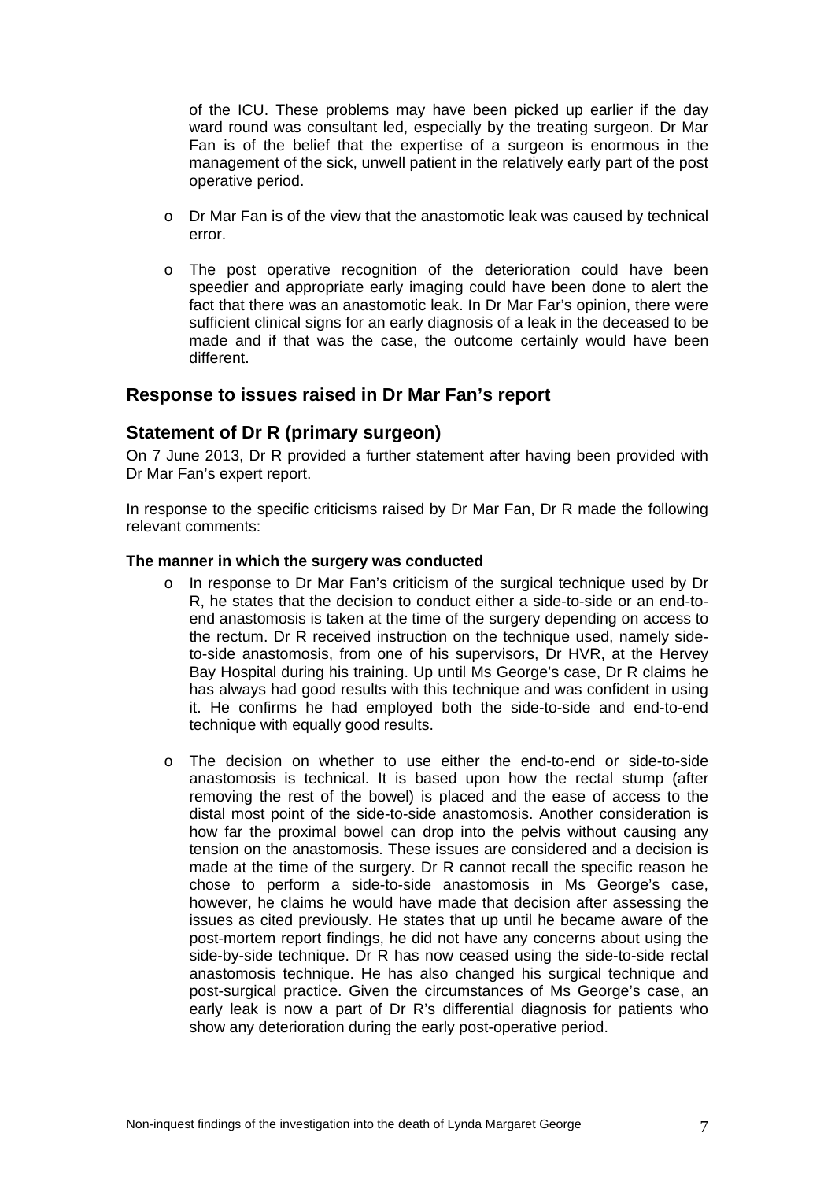of the ICU. These problems may have been picked up earlier if the day ward round was consultant led, especially by the treating surgeon. Dr Mar Fan is of the belief that the expertise of a surgeon is enormous in the management of the sick, unwell patient in the relatively early part of the post operative period.

- Dr Mar Fan is of the view that the anastomotic leak was caused by technical error.
- The post operative recognition of the deterioration could have been speedier and appropriate early imaging could have been done to alert the fact that there was an anastomotic leak. In Dr Mar Far's opinion, there were sufficient clinical signs for an early diagnosis of a leak in the deceased to be made and if that was the case, the outcome certainly would have been different.

## Response to issues raised in Dr Mar Fan's report

## Statement of Dr R (primary surgeon)

On 7 June 2013, Dr R provided a further statement after having been provided with Dr Mar Fan's expert report.

In response to the specific criticisms raised by Dr Mar Fan, Dr R made the following relevant comments:

**The manner in which the surgery was conducted**

- In response to Dr Mar Fan's criticism of the surgical technique used by Dr R, he states that the decision to conduct either a side-to-side or an end-to-end anastomosis is taken at the time of the surgery depending on access to the rectum. Dr R received instruction on the technique used, namely side-to-side anastomosis, from one of his supervisors, Dr HVR, at the Hervey Bay Hospital during his training. Up until Ms George's case, Dr R claims he has always had good results with this technique and was confident in using it. He confirms he had employed both the side-to-side and end-to-end technique with equally good results.
- The decision on whether to use either the end-to-end or side-to-side anastomosis is technical. It is based upon how the rectal stump (after removing the rest of the bowel) is placed and the ease of access to the distal most point of the side-to-side anastomosis. Another consideration is how far the proximal bowel can drop into the pelvis without causing any tension on the anastomosis. These issues are considered and a decision is made at the time of the surgery. Dr R cannot recall the specific reason he chose to perform a side-to-side anastomosis in Ms George's case, however, he claims he would have made that decision after assessing the issues as cited previously. He states that up until he became aware of the post-mortem report findings, he did not have any concerns about using the side-by-side technique. Dr R has now ceased using the side-to-side rectal anastomosis technique. He has also changed his surgical technique and post-surgical practice. Given the circumstances of Ms George's case, an early leak is now a part of Dr R's differential diagnosis for patients who show any deterioration during the early post-operative period.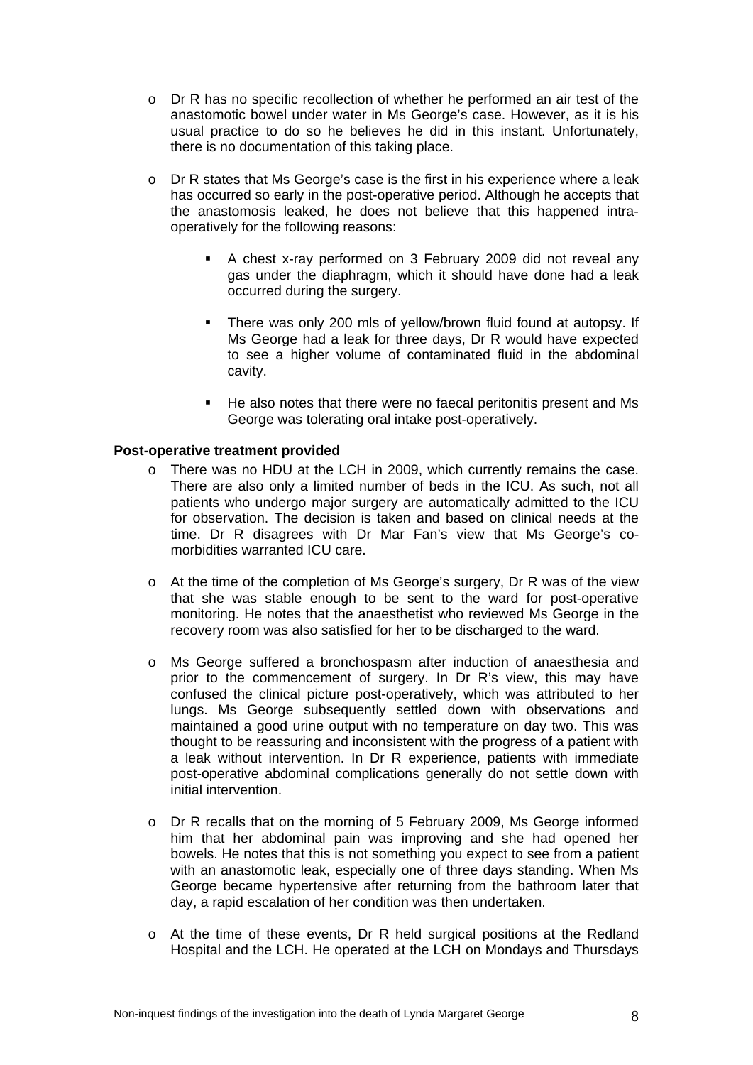- Dr R has no specific recollection of whether he performed an air test of the anastomotic bowel under water in Ms George's case. However, as it is his usual practice to do so he believes he did in this instant. Unfortunately, there is no documentation of this taking place.

- Dr R states that Ms George's case is the first in his experience where a leak has occurred so early in the post-operative period. Although he accepts that the anastomosis leaked, he does not believe that this happened intra-operatively for the following reasons:

  - A chest x-ray performed on 3 February 2009 did not reveal any gas under the diaphragm, which it should have done had a leak occurred during the surgery.

  - There was only 200 mls of yellow/brown fluid found at autopsy. If Ms George had a leak for three days, Dr R would have expected to see a higher volume of contaminated fluid in the abdominal cavity.

  - He also notes that there were no faecal peritonitis present and Ms George was tolerating oral intake post-operatively.

**Post-operative treatment provided**

- There was no HDU at the LCH in 2009, which currently remains the case. There are also only a limited number of beds in the ICU. As such, not all patients who undergo major surgery are automatically admitted to the ICU for observation. The decision is taken and based on clinical needs at the time. Dr R disagrees with Dr Mar Fan's view that Ms George's co-morbidities warranted ICU care.

- At the time of the completion of Ms George's surgery, Dr R was of the view that she was stable enough to be sent to the ward for post-operative monitoring. He notes that the anaesthetist who reviewed Ms George in the recovery room was also satisfied for her to be discharged to the ward.

- Ms George suffered a bronchospasm after induction of anaesthesia and prior to the commencement of surgery. In Dr R's view, this may have confused the clinical picture post-operatively, which was attributed to her lungs. Ms George subsequently settled down with observations and maintained a good urine output with no temperature on day two. This was thought to be reassuring and inconsistent with the progress of a patient with a leak without intervention. In Dr R experience, patients with immediate post-operative abdominal complications generally do not settle down with initial intervention.

- Dr R recalls that on the morning of 5 February 2009, Ms George informed him that her abdominal pain was improving and she had opened her bowels. He notes that this is not something you expect to see from a patient with an anastomotic leak, especially one of three days standing. When Ms George became hypertensive after returning from the bathroom later that day, a rapid escalation of her condition was then undertaken.

- At the time of these events, Dr R held surgical positions at the Redland Hospital and the LCH. He operated at the LCH on Mondays and Thursdays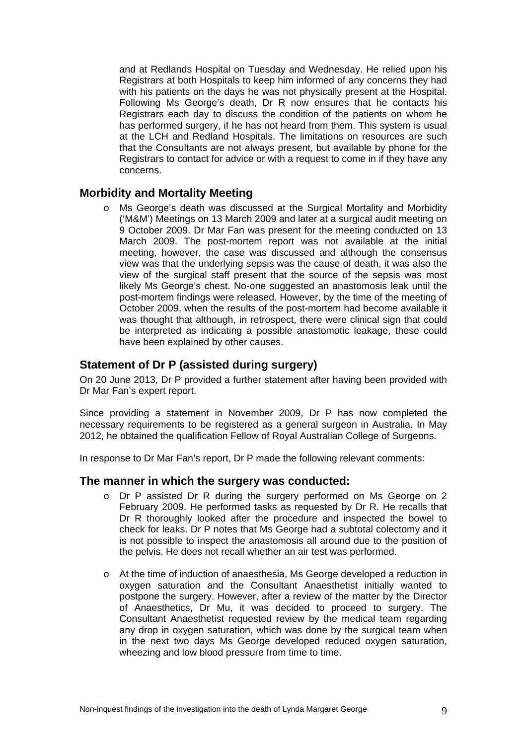and at Redlands Hospital on Tuesday and Wednesday. He relied upon his Registrars at both Hospitals to keep him informed of any concerns they had with his patients on the days he was not physically present at the Hospital. Following Ms George's death, Dr R now ensures that he contacts his Registrars each day to discuss the condition of the patients on whom he has performed surgery, if he has not heard from them. This system is usual at the LCH and Redland Hospitals. The limitations on resources are such that the Consultants are not always present, but available by phone for the Registrars to contact for advice or with a request to come in if they have any concerns.

## Morbidity and Mortality Meeting

- Ms George's death was discussed at the Surgical Mortality and Morbidity ('M&M') Meetings on 13 March 2009 and later at a surgical audit meeting on 9 October 2009. Dr Mar Fan was present for the meeting conducted on 13 March 2009. The post-mortem report was not available at the initial meeting, however, the case was discussed and although the consensus view was that the underlying sepsis was the cause of death, it was also the view of the surgical staff present that the source of the sepsis was most likely Ms George's chest. No-one suggested an anastomosis leak until the post-mortem findings were released. However, by the time of the meeting of October 2009, when the results of the post-mortem had become available it was thought that although, in retrospect, there were clinical sign that could be interpreted as indicating a possible anastomotic leakage, these could have been explained by other causes.

## Statement of Dr P (assisted during surgery)

On 20 June 2013, Dr P provided a further statement after having been provided with Dr Mar Fan's expert report.

Since providing a statement in November 2009, Dr P has now completed the necessary requirements to be registered as a general surgeon in Australia. In May 2012, he obtained the qualification Fellow of Royal Australian College of Surgeons.

In response to Dr Mar Fan's report, Dr P made the following relevant comments:

## The manner in which the surgery was conducted:

- Dr P assisted Dr R during the surgery performed on Ms George on 2 February 2009. He performed tasks as requested by Dr R. He recalls that Dr R thoroughly looked after the procedure and inspected the bowel to check for leaks. Dr P notes that Ms George had a subtotal colectomy and it is not possible to inspect the anastomosis all around due to the position of the pelvis. He does not recall whether an air test was performed.

- At the time of induction of anaesthesia, Ms George developed a reduction in oxygen saturation and the Consultant Anaesthetist initially wanted to postpone the surgery. However, after a review of the matter by the Director of Anaesthetics, Dr Mu, it was decided to proceed to surgery. The Consultant Anaesthetist requested review by the medical team regarding any drop in oxygen saturation, which was done by the surgical team when in the next two days Ms George developed reduced oxygen saturation, wheezing and low blood pressure from time to time.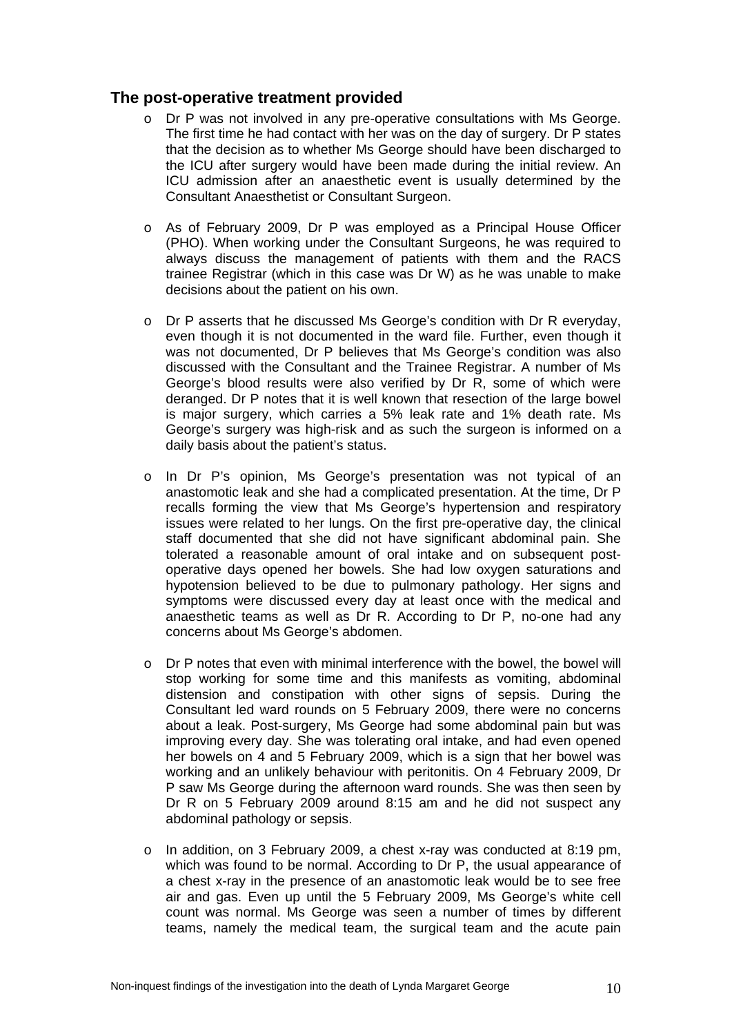## The post-operative treatment provided

- Dr P was not involved in any pre-operative consultations with Ms George. The first time he had contact with her was on the day of surgery. Dr P states that the decision as to whether Ms George should have been discharged to the ICU after surgery would have been made during the initial review. An ICU admission after an anaesthetic event is usually determined by the Consultant Anaesthetist or Consultant Surgeon.

- As of February 2009, Dr P was employed as a Principal House Officer (PHO). When working under the Consultant Surgeons, he was required to always discuss the management of patients with them and the RACS trainee Registrar (which in this case was Dr W) as he was unable to make decisions about the patient on his own.

- Dr P asserts that he discussed Ms George's condition with Dr R everyday, even though it is not documented in the ward file. Further, even though it was not documented, Dr P believes that Ms George's condition was also discussed with the Consultant and the Trainee Registrar. A number of Ms George's blood results were also verified by Dr R, some of which were deranged. Dr P notes that it is well known that resection of the large bowel is major surgery, which carries a 5% leak rate and 1% death rate. Ms George's surgery was high-risk and as such the surgeon is informed on a daily basis about the patient's status.

- In Dr P's opinion, Ms George's presentation was not typical of an anastomotic leak and she had a complicated presentation. At the time, Dr P recalls forming the view that Ms George's hypertension and respiratory issues were related to her lungs. On the first pre-operative day, the clinical staff documented that she did not have significant abdominal pain. She tolerated a reasonable amount of oral intake and on subsequent post-operative days opened her bowels. She had low oxygen saturations and hypotension believed to be due to pulmonary pathology. Her signs and symptoms were discussed every day at least once with the medical and anaesthetic teams as well as Dr R. According to Dr P, no-one had any concerns about Ms George's abdomen.

- Dr P notes that even with minimal interference with the bowel, the bowel will stop working for some time and this manifests as vomiting, abdominal distension and constipation with other signs of sepsis. During the Consultant led ward rounds on 5 February 2009, there were no concerns about a leak. Post-surgery, Ms George had some abdominal pain but was improving every day. She was tolerating oral intake, and had even opened her bowels on 4 and 5 February 2009, which is a sign that her bowel was working and an unlikely behaviour with peritonitis. On 4 February 2009, Dr P saw Ms George during the afternoon ward rounds. She was then seen by Dr R on 5 February 2009 around 8:15 am and he did not suspect any abdominal pathology or sepsis.

- In addition, on 3 February 2009, a chest x-ray was conducted at 8:19 pm, which was found to be normal. According to Dr P, the usual appearance of a chest x-ray in the presence of an anastomotic leak would be to see free air and gas. Even up until the 5 February 2009, Ms George's white cell count was normal. Ms George was seen a number of times by different teams, namely the medical team, the surgical team and the acute pain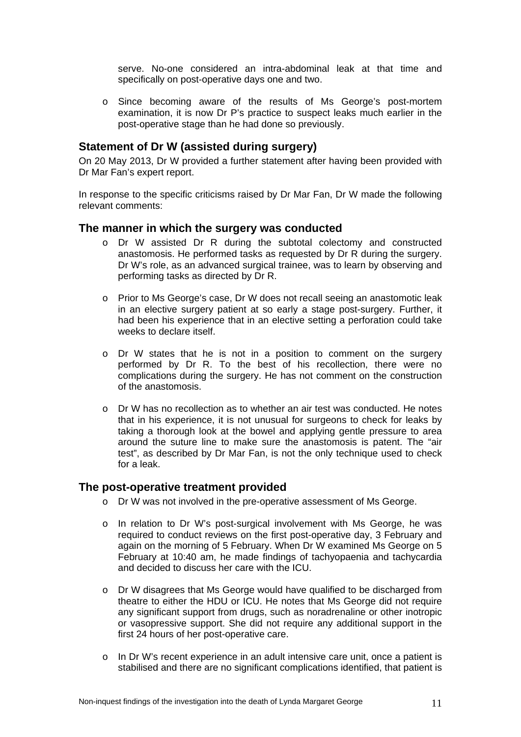serve. No-one considered an intra-abdominal leak at that time and specifically on post-operative days one and two.

- Since becoming aware of the results of Ms George's post-mortem examination, it is now Dr P's practice to suspect leaks much earlier in the post-operative stage than he had done so previously.

## Statement of Dr W (assisted during surgery)

On 20 May 2013, Dr W provided a further statement after having been provided with Dr Mar Fan's expert report.

In response to the specific criticisms raised by Dr Mar Fan, Dr W made the following relevant comments:

## The manner in which the surgery was conducted

- Dr W assisted Dr R during the subtotal colectomy and constructed anastomosis. He performed tasks as requested by Dr R during the surgery. Dr W's role, as an advanced surgical trainee, was to learn by observing and performing tasks as directed by Dr R.

- Prior to Ms George's case, Dr W does not recall seeing an anastomotic leak in an elective surgery patient at so early a stage post-surgery. Further, it had been his experience that in an elective setting a perforation could take weeks to declare itself.

- Dr W states that he is not in a position to comment on the surgery performed by Dr R. To the best of his recollection, there were no complications during the surgery. He has not comment on the construction of the anastomosis.

- Dr W has no recollection as to whether an air test was conducted. He notes that in his experience, it is not unusual for surgeons to check for leaks by taking a thorough look at the bowel and applying gentle pressure to area around the suture line to make sure the anastomosis is patent. The "air test", as described by Dr Mar Fan, is not the only technique used to check for a leak.

## The post-operative treatment provided

- Dr W was not involved in the pre-operative assessment of Ms George.

- In relation to Dr W's post-surgical involvement with Ms George, he was required to conduct reviews on the first post-operative day, 3 February and again on the morning of 5 February. When Dr W examined Ms George on 5 February at 10:40 am, he made findings of tachyopaenia and tachycardia and decided to discuss her care with the ICU.

- Dr W disagrees that Ms George would have qualified to be discharged from theatre to either the HDU or ICU. He notes that Ms George did not require any significant support from drugs, such as noradrenaline or other inotropic or vasopressive support. She did not require any additional support in the first 24 hours of her post-operative care.

- In Dr W's recent experience in an adult intensive care unit, once a patient is stabilised and there are no significant complications identified, that patient is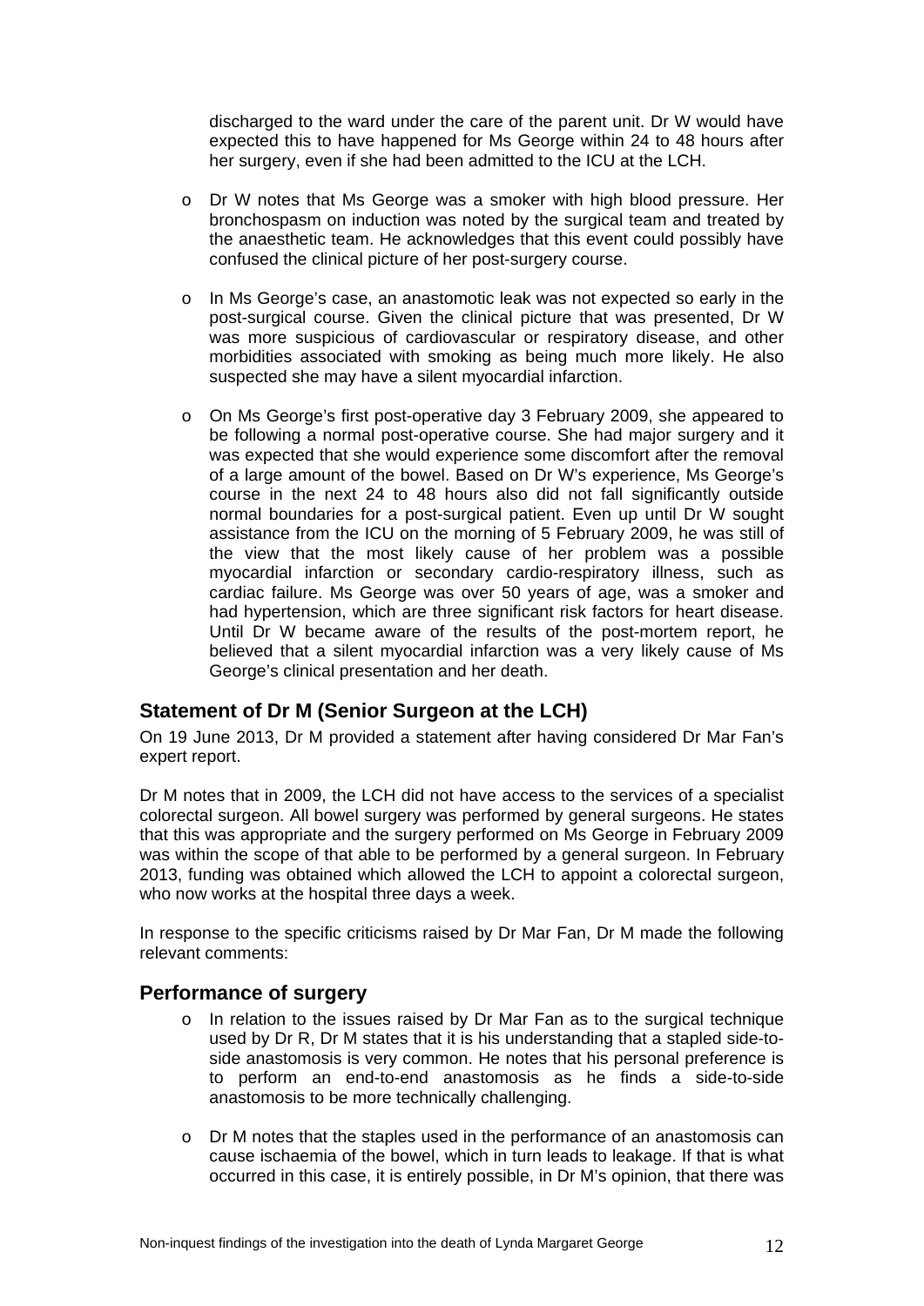discharged to the ward under the care of the parent unit. Dr W would have expected this to have happened for Ms George within 24 to 48 hours after her surgery, even if she had been admitted to the ICU at the LCH.

- Dr W notes that Ms George was a smoker with high blood pressure. Her bronchospasm on induction was noted by the surgical team and treated by the anaesthetic team. He acknowledges that this event could possibly have confused the clinical picture of her post-surgery course.

- In Ms George's case, an anastomotic leak was not expected so early in the post-surgical course. Given the clinical picture that was presented, Dr W was more suspicious of cardiovascular or respiratory disease, and other morbidities associated with smoking as being much more likely. He also suspected she may have a silent myocardial infarction.

- On Ms George's first post-operative day 3 February 2009, she appeared to be following a normal post-operative course. She had major surgery and it was expected that she would experience some discomfort after the removal of a large amount of the bowel. Based on Dr W's experience, Ms George's course in the next 24 to 48 hours also did not fall significantly outside normal boundaries for a post-surgical patient. Even up until Dr W sought assistance from the ICU on the morning of 5 February 2009, he was still of the view that the most likely cause of her problem was a possible myocardial infarction or secondary cardio-respiratory illness, such as cardiac failure. Ms George was over 50 years of age, was a smoker and had hypertension, which are three significant risk factors for heart disease. Until Dr W became aware of the results of the post-mortem report, he believed that a silent myocardial infarction was a very likely cause of Ms George's clinical presentation and her death.

## Statement of Dr M (Senior Surgeon at the LCH)

On 19 June 2013, Dr M provided a statement after having considered Dr Mar Fan's expert report.

Dr M notes that in 2009, the LCH did not have access to the services of a specialist colorectal surgeon. All bowel surgery was performed by general surgeons. He states that this was appropriate and the surgery performed on Ms George in February 2009 was within the scope of that able to be performed by a general surgeon. In February 2013, funding was obtained which allowed the LCH to appoint a colorectal surgeon, who now works at the hospital three days a week.

In response to the specific criticisms raised by Dr Mar Fan, Dr M made the following relevant comments:

## Performance of surgery

- In relation to the issues raised by Dr Mar Fan as to the surgical technique used by Dr R, Dr M states that it is his understanding that a stapled side-to-side anastomosis is very common. He notes that his personal preference is to perform an end-to-end anastomosis as he finds a side-to-side anastomosis to be more technically challenging.

- Dr M notes that the staples used in the performance of an anastomosis can cause ischaemia of the bowel, which in turn leads to leakage. If that is what occurred in this case, it is entirely possible, in Dr M's opinion, that there was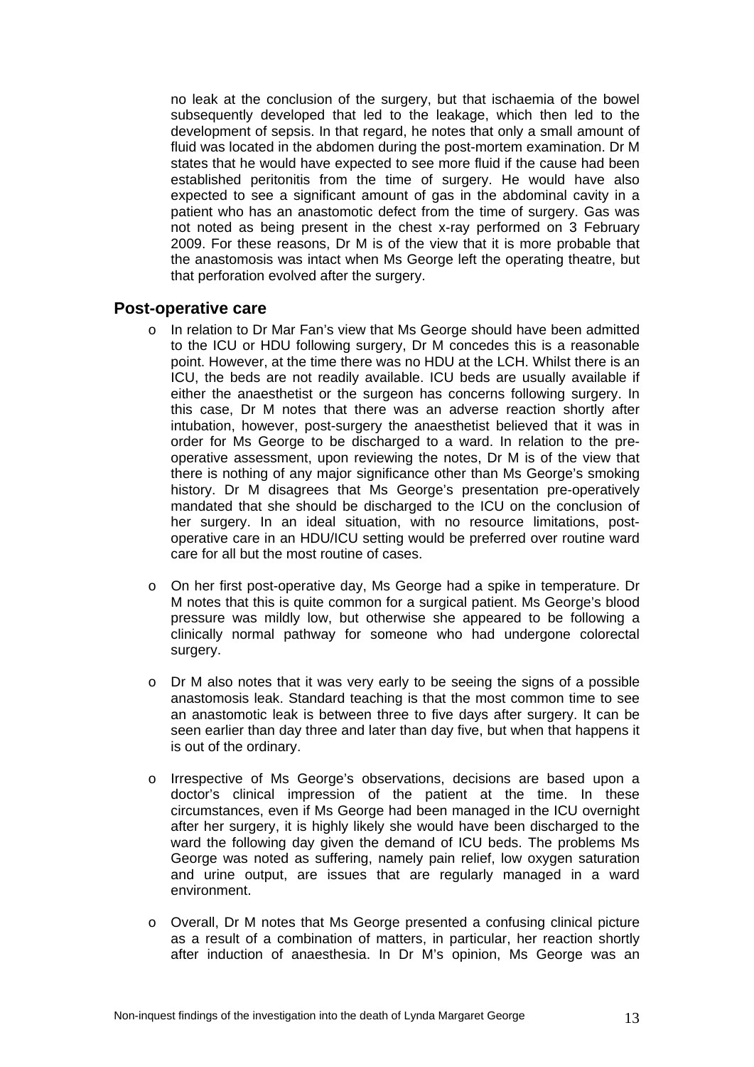no leak at the conclusion of the surgery, but that ischaemia of the bowel subsequently developed that led to the leakage, which then led to the development of sepsis. In that regard, he notes that only a small amount of fluid was located in the abdomen during the post-mortem examination. Dr M states that he would have expected to see more fluid if the cause had been established peritonitis from the time of surgery. He would have also expected to see a significant amount of gas in the abdominal cavity in a patient who has an anastomotic defect from the time of surgery. Gas was not noted as being present in the chest x-ray performed on 3 February 2009. For these reasons, Dr M is of the view that it is more probable that the anastomosis was intact when Ms George left the operating theatre, but that perforation evolved after the surgery.

## Post-operative care

- In relation to Dr Mar Fan's view that Ms George should have been admitted to the ICU or HDU following surgery, Dr M concedes this is a reasonable point. However, at the time there was no HDU at the LCH. Whilst there is an ICU, the beds are not readily available. ICU beds are usually available if either the anaesthetist or the surgeon has concerns following surgery. In this case, Dr M notes that there was an adverse reaction shortly after intubation, however, post-surgery the anaesthetist believed that it was in order for Ms George to be discharged to a ward. In relation to the pre-operative assessment, upon reviewing the notes, Dr M is of the view that there is nothing of any major significance other than Ms George's smoking history. Dr M disagrees that Ms George's presentation pre-operatively mandated that she should be discharged to the ICU on the conclusion of her surgery. In an ideal situation, with no resource limitations, post-operative care in an HDU/ICU setting would be preferred over routine ward care for all but the most routine of cases.

- On her first post-operative day, Ms George had a spike in temperature. Dr M notes that this is quite common for a surgical patient. Ms George's blood pressure was mildly low, but otherwise she appeared to be following a clinically normal pathway for someone who had undergone colorectal surgery.

- Dr M also notes that it was very early to be seeing the signs of a possible anastomosis leak. Standard teaching is that the most common time to see an anastomotic leak is between three to five days after surgery. It can be seen earlier than day three and later than day five, but when that happens it is out of the ordinary.

- Irrespective of Ms George's observations, decisions are based upon a doctor's clinical impression of the patient at the time. In these circumstances, even if Ms George had been managed in the ICU overnight after her surgery, it is highly likely she would have been discharged to the ward the following day given the demand of ICU beds. The problems Ms George was noted as suffering, namely pain relief, low oxygen saturation and urine output, are issues that are regularly managed in a ward environment.

- Overall, Dr M notes that Ms George presented a confusing clinical picture as a result of a combination of matters, in particular, her reaction shortly after induction of anaesthesia. In Dr M's opinion, Ms George was an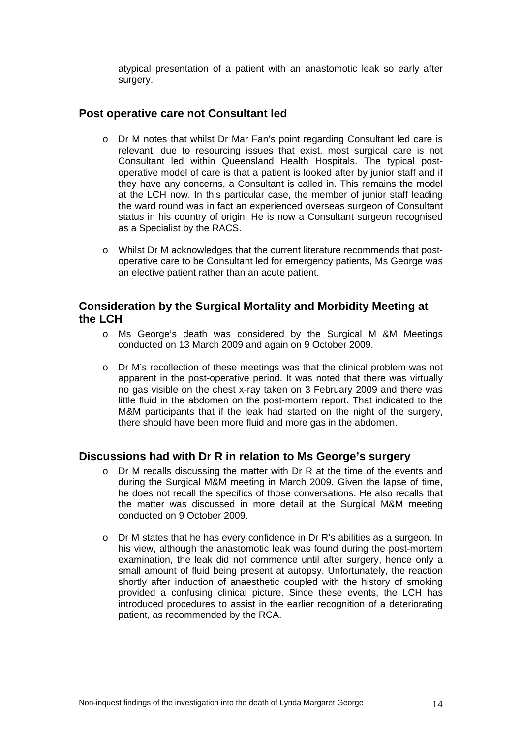atypical presentation of a patient with an anastomotic leak so early after surgery.

## Post operative care not Consultant led

- Dr M notes that whilst Dr Mar Fan's point regarding Consultant led care is relevant, due to resourcing issues that exist, most surgical care is not Consultant led within Queensland Health Hospitals. The typical post-operative model of care is that a patient is looked after by junior staff and if they have any concerns, a Consultant is called in. This remains the model at the LCH now. In this particular case, the member of junior staff leading the ward round was in fact an experienced overseas surgeon of Consultant status in his country of origin. He is now a Consultant surgeon recognised as a Specialist by the RACS.

- Whilst Dr M acknowledges that the current literature recommends that post-operative care to be Consultant led for emergency patients, Ms George was an elective patient rather than an acute patient.

## Consideration by the Surgical Mortality and Morbidity Meeting at the LCH

- Ms George's death was considered by the Surgical M &M Meetings conducted on 13 March 2009 and again on 9 October 2009.

- Dr M's recollection of these meetings was that the clinical problem was not apparent in the post-operative period. It was noted that there was virtually no gas visible on the chest x-ray taken on 3 February 2009 and there was little fluid in the abdomen on the post-mortem report. That indicated to the M&M participants that if the leak had started on the night of the surgery, there should have been more fluid and more gas in the abdomen.

## Discussions had with Dr R in relation to Ms George's surgery

- Dr M recalls discussing the matter with Dr R at the time of the events and during the Surgical M&M meeting in March 2009. Given the lapse of time, he does not recall the specifics of those conversations. He also recalls that the matter was discussed in more detail at the Surgical M&M meeting conducted on 9 October 2009.

- Dr M states that he has every confidence in Dr R's abilities as a surgeon. In his view, although the anastomotic leak was found during the post-mortem examination, the leak did not commence until after surgery, hence only a small amount of fluid being present at autopsy. Unfortunately, the reaction shortly after induction of anaesthetic coupled with the history of smoking provided a confusing clinical picture. Since these events, the LCH has introduced procedures to assist in the earlier recognition of a deteriorating patient, as recommended by the RCA.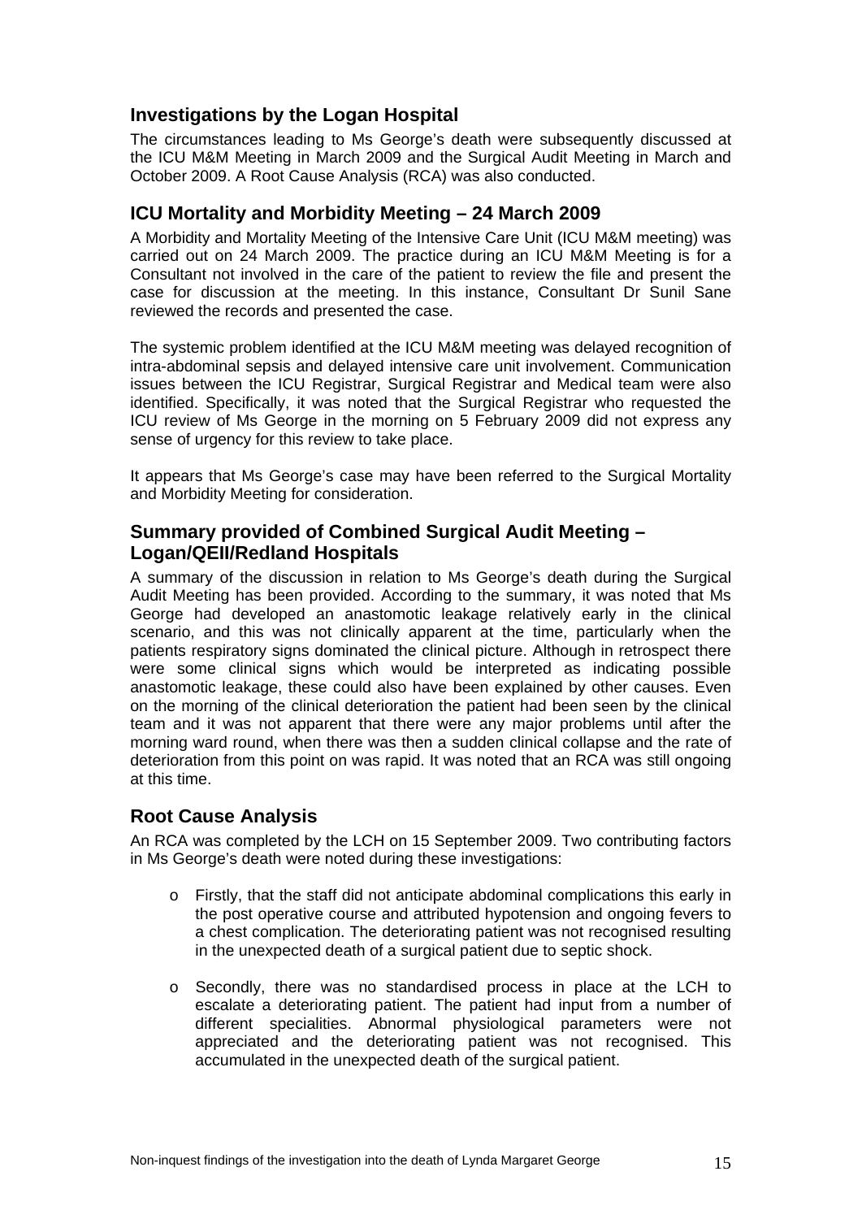## Investigations by the Logan Hospital

The circumstances leading to Ms George's death were subsequently discussed at the ICU M&M Meeting in March 2009 and the Surgical Audit Meeting in March and October 2009. A Root Cause Analysis (RCA) was also conducted.

## ICU Mortality and Morbidity Meeting – 24 March 2009

A Morbidity and Mortality Meeting of the Intensive Care Unit (ICU M&M meeting) was carried out on 24 March 2009. The practice during an ICU M&M Meeting is for a Consultant not involved in the care of the patient to review the file and present the case for discussion at the meeting. In this instance, Consultant Dr Sunil Sane reviewed the records and presented the case.

The systemic problem identified at the ICU M&M meeting was delayed recognition of intra-abdominal sepsis and delayed intensive care unit involvement. Communication issues between the ICU Registrar, Surgical Registrar and Medical team were also identified. Specifically, it was noted that the Surgical Registrar who requested the ICU review of Ms George in the morning on 5 February 2009 did not express any sense of urgency for this review to take place.

It appears that Ms George's case may have been referred to the Surgical Mortality and Morbidity Meeting for consideration.

## Summary provided of Combined Surgical Audit Meeting – Logan/QEII/Redland Hospitals

A summary of the discussion in relation to Ms George's death during the Surgical Audit Meeting has been provided. According to the summary, it was noted that Ms George had developed an anastomotic leakage relatively early in the clinical scenario, and this was not clinically apparent at the time, particularly when the patients respiratory signs dominated the clinical picture. Although in retrospect there were some clinical signs which would be interpreted as indicating possible anastomotic leakage, these could also have been explained by other causes. Even on the morning of the clinical deterioration the patient had been seen by the clinical team and it was not apparent that there were any major problems until after the morning ward round, when there was then a sudden clinical collapse and the rate of deterioration from this point on was rapid. It was noted that an RCA was still ongoing at this time.

## Root Cause Analysis

An RCA was completed by the LCH on 15 September 2009. Two contributing factors in Ms George's death were noted during these investigations:

- Firstly, that the staff did not anticipate abdominal complications this early in the post operative course and attributed hypotension and ongoing fevers to a chest complication. The deteriorating patient was not recognised resulting in the unexpected death of a surgical patient due to septic shock.

- Secondly, there was no standardised process in place at the LCH to escalate a deteriorating patient. The patient had input from a number of different specialities. Abnormal physiological parameters were not appreciated and the deteriorating patient was not recognised. This accumulated in the unexpected death of the surgical patient.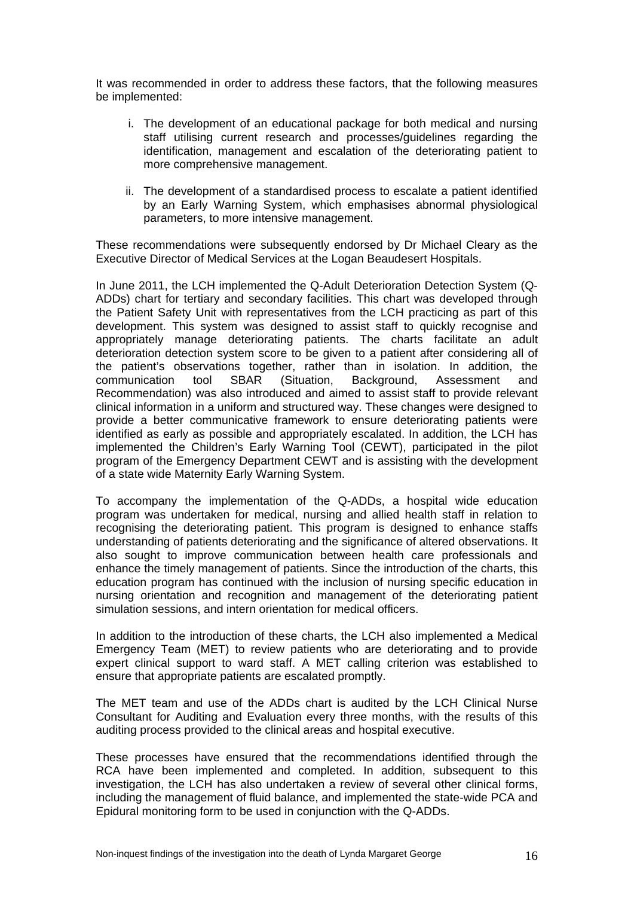It was recommended in order to address these factors, that the following measures be implemented:

i. The development of an educational package for both medical and nursing staff utilising current research and processes/guidelines regarding the identification, management and escalation of the deteriorating patient to more comprehensive management.

ii. The development of a standardised process to escalate a patient identified by an Early Warning System, which emphasises abnormal physiological parameters, to more intensive management.

These recommendations were subsequently endorsed by Dr Michael Cleary as the Executive Director of Medical Services at the Logan Beaudesert Hospitals.

In June 2011, the LCH implemented the Q-Adult Deterioration Detection System (Q-ADDs) chart for tertiary and secondary facilities. This chart was developed through the Patient Safety Unit with representatives from the LCH practicing as part of this development. This system was designed to assist staff to quickly recognise and appropriately manage deteriorating patients. The charts facilitate an adult deterioration detection system score to be given to a patient after considering all of the patient's observations together, rather than in isolation. In addition, the communication tool SBAR (Situation, Background, Assessment and Recommendation) was also introduced and aimed to assist staff to provide relevant clinical information in a uniform and structured way. These changes were designed to provide a better communicative framework to ensure deteriorating patients were identified as early as possible and appropriately escalated. In addition, the LCH has implemented the Children's Early Warning Tool (CEWT), participated in the pilot program of the Emergency Department CEWT and is assisting with the development of a state wide Maternity Early Warning System.

To accompany the implementation of the Q-ADDs, a hospital wide education program was undertaken for medical, nursing and allied health staff in relation to recognising the deteriorating patient. This program is designed to enhance staffs understanding of patients deteriorating and the significance of altered observations. It also sought to improve communication between health care professionals and enhance the timely management of patients. Since the introduction of the charts, this education program has continued with the inclusion of nursing specific education in nursing orientation and recognition and management of the deteriorating patient simulation sessions, and intern orientation for medical officers.

In addition to the introduction of these charts, the LCH also implemented a Medical Emergency Team (MET) to review patients who are deteriorating and to provide expert clinical support to ward staff. A MET calling criterion was established to ensure that appropriate patients are escalated promptly.

The MET team and use of the ADDs chart is audited by the LCH Clinical Nurse Consultant for Auditing and Evaluation every three months, with the results of this auditing process provided to the clinical areas and hospital executive.

These processes have ensured that the recommendations identified through the RCA have been implemented and completed. In addition, subsequent to this investigation, the LCH has also undertaken a review of several other clinical forms, including the management of fluid balance, and implemented the state-wide PCA and Epidural monitoring form to be used in conjunction with the Q-ADDs.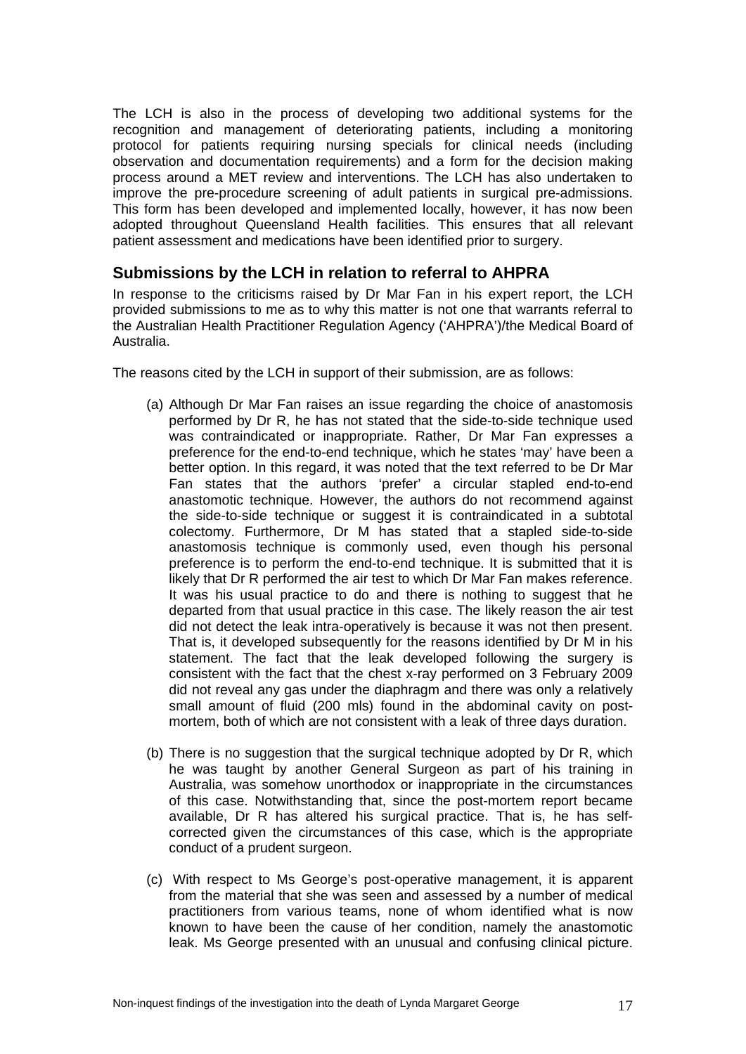The LCH is also in the process of developing two additional systems for the recognition and management of deteriorating patients, including a monitoring protocol for patients requiring nursing specials for clinical needs (including observation and documentation requirements) and a form for the decision making process around a MET review and interventions. The LCH has also undertaken to improve the pre-procedure screening of adult patients in surgical pre-admissions. This form has been developed and implemented locally, however, it has now been adopted throughout Queensland Health facilities. This ensures that all relevant patient assessment and medications have been identified prior to surgery.

## Submissions by the LCH in relation to referral to AHPRA

In response to the criticisms raised by Dr Mar Fan in his expert report, the LCH provided submissions to me as to why this matter is not one that warrants referral to the Australian Health Practitioner Regulation Agency ('AHPRA')/the Medical Board of Australia.

The reasons cited by the LCH in support of their submission, are as follows:

(a) Although Dr Mar Fan raises an issue regarding the choice of anastomosis performed by Dr R, he has not stated that the side-to-side technique used was contraindicated or inappropriate. Rather, Dr Mar Fan expresses a preference for the end-to-end technique, which he states 'may' have been a better option. In this regard, it was noted that the text referred to be Dr Mar Fan states that the authors 'prefer' a circular stapled end-to-end anastomotic technique. However, the authors do not recommend against the side-to-side technique or suggest it is contraindicated in a subtotal colectomy. Furthermore, Dr M has stated that a stapled side-to-side anastomosis technique is commonly used, even though his personal preference is to perform the end-to-end technique. It is submitted that it is likely that Dr R performed the air test to which Dr Mar Fan makes reference. It was his usual practice to do and there is nothing to suggest that he departed from that usual practice in this case. The likely reason the air test did not detect the leak intra-operatively is because it was not then present. That is, it developed subsequently for the reasons identified by Dr M in his statement. The fact that the leak developed following the surgery is consistent with the fact that the chest x-ray performed on 3 February 2009 did not reveal any gas under the diaphragm and there was only a relatively small amount of fluid (200 mls) found in the abdominal cavity on post-mortem, both of which are not consistent with a leak of three days duration.

(b) There is no suggestion that the surgical technique adopted by Dr R, which he was taught by another General Surgeon as part of his training in Australia, was somehow unorthodox or inappropriate in the circumstances of this case. Notwithstanding that, since the post-mortem report became available, Dr R has altered his surgical practice. That is, he has self-corrected given the circumstances of this case, which is the appropriate conduct of a prudent surgeon.

(c) With respect to Ms George's post-operative management, it is apparent from the material that she was seen and assessed by a number of medical practitioners from various teams, none of whom identified what is now known to have been the cause of her condition, namely the anastomotic leak. Ms George presented with an unusual and confusing clinical picture.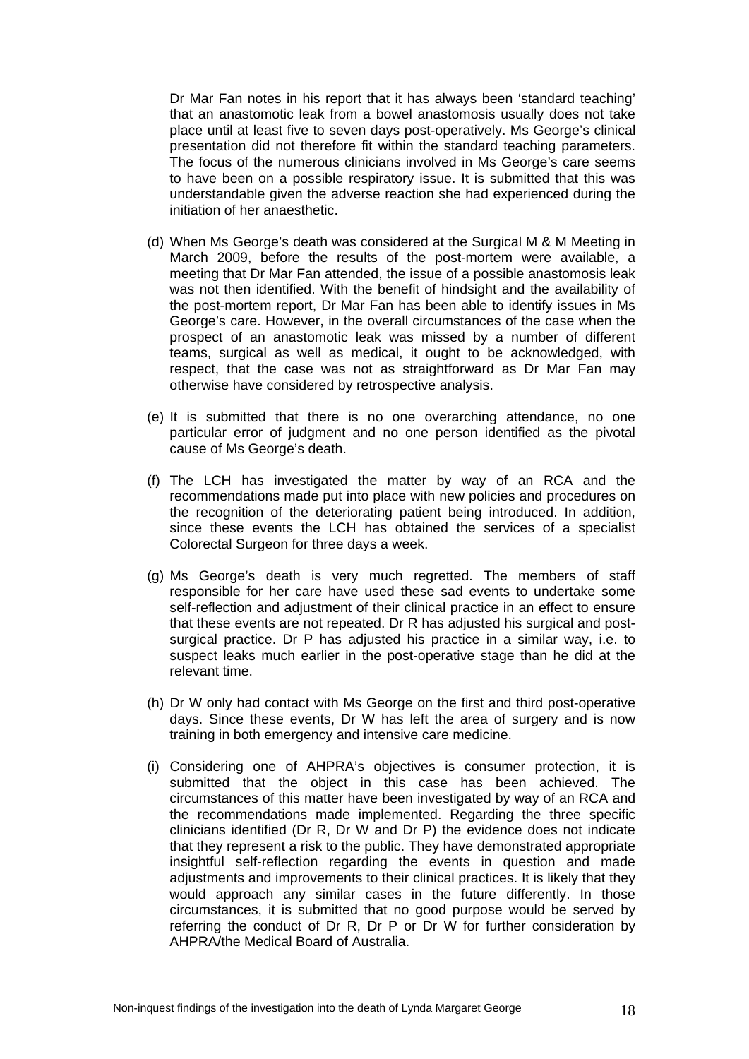Dr Mar Fan notes in his report that it has always been 'standard teaching' that an anastomotic leak from a bowel anastomosis usually does not take place until at least five to seven days post-operatively. Ms George's clinical presentation did not therefore fit within the standard teaching parameters. The focus of the numerous clinicians involved in Ms George's care seems to have been on a possible respiratory issue. It is submitted that this was understandable given the adverse reaction she had experienced during the initiation of her anaesthetic.

(d) When Ms George's death was considered at the Surgical M & M Meeting in March 2009, before the results of the post-mortem were available, a meeting that Dr Mar Fan attended, the issue of a possible anastomosis leak was not then identified. With the benefit of hindsight and the availability of the post-mortem report, Dr Mar Fan has been able to identify issues in Ms George's care. However, in the overall circumstances of the case when the prospect of an anastomotic leak was missed by a number of different teams, surgical as well as medical, it ought to be acknowledged, with respect, that the case was not as straightforward as Dr Mar Fan may otherwise have considered by retrospective analysis.

(e) It is submitted that there is no one overarching attendance, no one particular error of judgment and no one person identified as the pivotal cause of Ms George's death.

(f) The LCH has investigated the matter by way of an RCA and the recommendations made put into place with new policies and procedures on the recognition of the deteriorating patient being introduced. In addition, since these events the LCH has obtained the services of a specialist Colorectal Surgeon for three days a week.

(g) Ms George's death is very much regretted. The members of staff responsible for her care have used these sad events to undertake some self-reflection and adjustment of their clinical practice in an effect to ensure that these events are not repeated. Dr R has adjusted his surgical and post-surgical practice. Dr P has adjusted his practice in a similar way, i.e. to suspect leaks much earlier in the post-operative stage than he did at the relevant time.

(h) Dr W only had contact with Ms George on the first and third post-operative days. Since these events, Dr W has left the area of surgery and is now training in both emergency and intensive care medicine.

(i) Considering one of AHPRA's objectives is consumer protection, it is submitted that the object in this case has been achieved. The circumstances of this matter have been investigated by way of an RCA and the recommendations made implemented. Regarding the three specific clinicians identified (Dr R, Dr W and Dr P) the evidence does not indicate that they represent a risk to the public. They have demonstrated appropriate insightful self-reflection regarding the events in question and made adjustments and improvements to their clinical practices. It is likely that they would approach any similar cases in the future differently. In those circumstances, it is submitted that no good purpose would be served by referring the conduct of Dr R, Dr P or Dr W for further consideration by AHPRA/the Medical Board of Australia.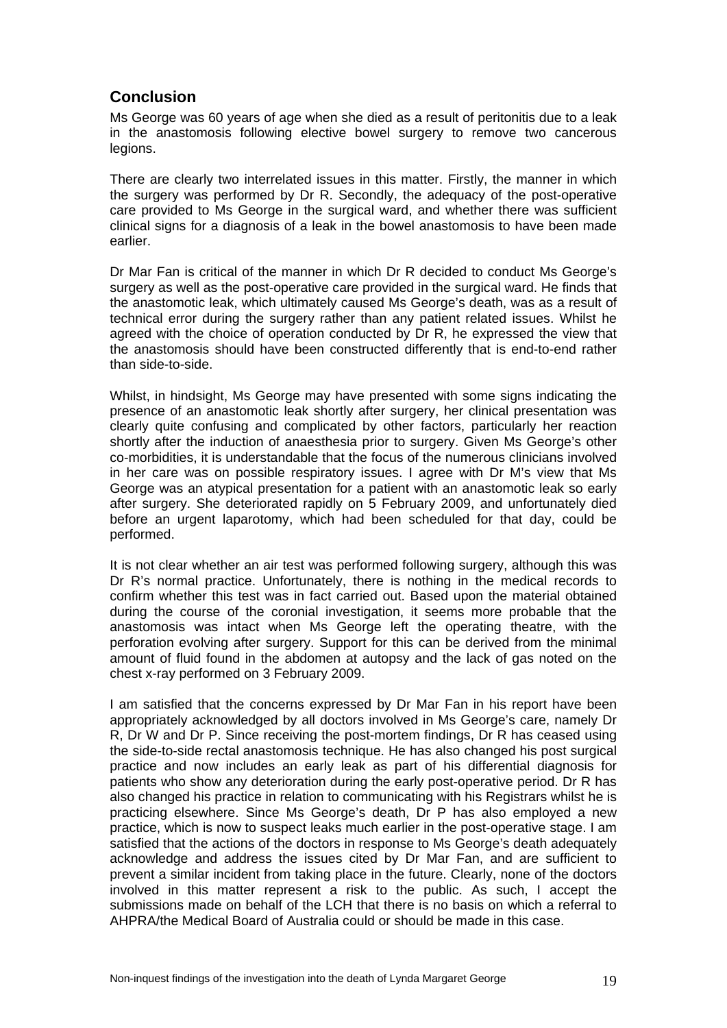## Conclusion

Ms George was 60 years of age when she died as a result of peritonitis due to a leak in the anastomosis following elective bowel surgery to remove two cancerous legions.

There are clearly two interrelated issues in this matter. Firstly, the manner in which the surgery was performed by Dr R. Secondly, the adequacy of the post-operative care provided to Ms George in the surgical ward, and whether there was sufficient clinical signs for a diagnosis of a leak in the bowel anastomosis to have been made earlier.

Dr Mar Fan is critical of the manner in which Dr R decided to conduct Ms George's surgery as well as the post-operative care provided in the surgical ward. He finds that the anastomotic leak, which ultimately caused Ms George's death, was as a result of technical error during the surgery rather than any patient related issues. Whilst he agreed with the choice of operation conducted by Dr R, he expressed the view that the anastomosis should have been constructed differently that is end-to-end rather than side-to-side.

Whilst, in hindsight, Ms George may have presented with some signs indicating the presence of an anastomotic leak shortly after surgery, her clinical presentation was clearly quite confusing and complicated by other factors, particularly her reaction shortly after the induction of anaesthesia prior to surgery. Given Ms George's other co-morbidities, it is understandable that the focus of the numerous clinicians involved in her care was on possible respiratory issues. I agree with Dr M's view that Ms George was an atypical presentation for a patient with an anastomotic leak so early after surgery. She deteriorated rapidly on 5 February 2009, and unfortunately died before an urgent laparotomy, which had been scheduled for that day, could be performed.

It is not clear whether an air test was performed following surgery, although this was Dr R's normal practice. Unfortunately, there is nothing in the medical records to confirm whether this test was in fact carried out. Based upon the material obtained during the course of the coronial investigation, it seems more probable that the anastomosis was intact when Ms George left the operating theatre, with the perforation evolving after surgery. Support for this can be derived from the minimal amount of fluid found in the abdomen at autopsy and the lack of gas noted on the chest x-ray performed on 3 February 2009.

I am satisfied that the concerns expressed by Dr Mar Fan in his report have been appropriately acknowledged by all doctors involved in Ms George's care, namely Dr R, Dr W and Dr P. Since receiving the post-mortem findings, Dr R has ceased using the side-to-side rectal anastomosis technique. He has also changed his post surgical practice and now includes an early leak as part of his differential diagnosis for patients who show any deterioration during the early post-operative period. Dr R has also changed his practice in relation to communicating with his Registrars whilst he is practicing elsewhere. Since Ms George's death, Dr P has also employed a new practice, which is now to suspect leaks much earlier in the post-operative stage. I am satisfied that the actions of the doctors in response to Ms George's death adequately acknowledge and address the issues cited by Dr Mar Fan, and are sufficient to prevent a similar incident from taking place in the future. Clearly, none of the doctors involved in this matter represent a risk to the public. As such, I accept the submissions made on behalf of the LCH that there is no basis on which a referral to AHPRA/the Medical Board of Australia could or should be made in this case.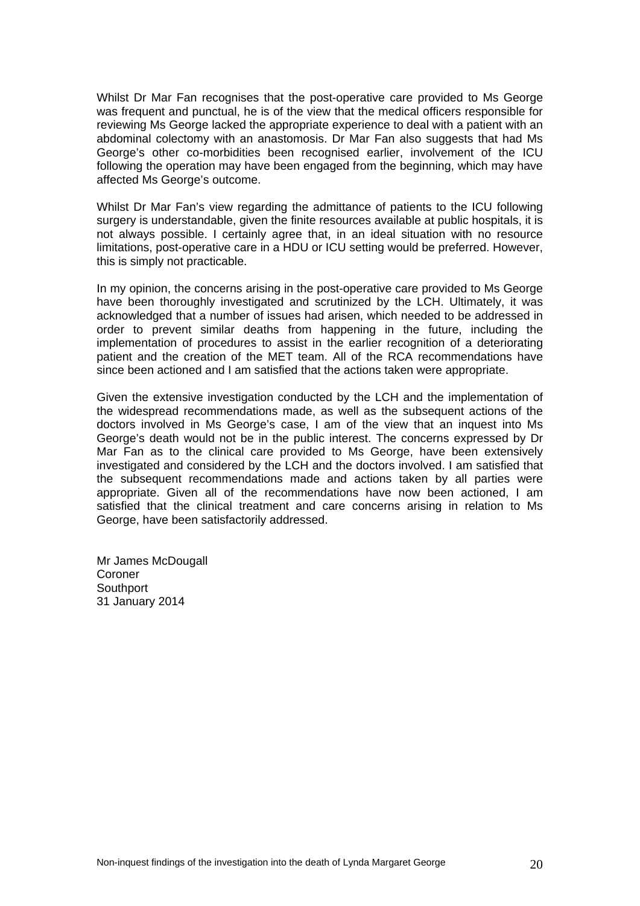Whilst Dr Mar Fan recognises that the post-operative care provided to Ms George was frequent and punctual, he is of the view that the medical officers responsible for reviewing Ms George lacked the appropriate experience to deal with a patient with an abdominal colectomy with an anastomosis. Dr Mar Fan also suggests that had Ms George's other co-morbidities been recognised earlier, involvement of the ICU following the operation may have been engaged from the beginning, which may have affected Ms George's outcome.

Whilst Dr Mar Fan's view regarding the admittance of patients to the ICU following surgery is understandable, given the finite resources available at public hospitals, it is not always possible. I certainly agree that, in an ideal situation with no resource limitations, post-operative care in a HDU or ICU setting would be preferred. However, this is simply not practicable.

In my opinion, the concerns arising in the post-operative care provided to Ms George have been thoroughly investigated and scrutinized by the LCH. Ultimately, it was acknowledged that a number of issues had arisen, which needed to be addressed in order to prevent similar deaths from happening in the future, including the implementation of procedures to assist in the earlier recognition of a deteriorating patient and the creation of the MET team. All of the RCA recommendations have since been actioned and I am satisfied that the actions taken were appropriate.

Given the extensive investigation conducted by the LCH and the implementation of the widespread recommendations made, as well as the subsequent actions of the doctors involved in Ms George's case, I am of the view that an inquest into Ms George's death would not be in the public interest. The concerns expressed by Dr Mar Fan as to the clinical care provided to Ms George, have been extensively investigated and considered by the LCH and the doctors involved. I am satisfied that the subsequent recommendations made and actions taken by all parties were appropriate. Given all of the recommendations have now been actioned, I am satisfied that the clinical treatment and care concerns arising in relation to Ms George, have been satisfactorily addressed.

Mr James McDougall
Coroner
Southport
31 January 2014